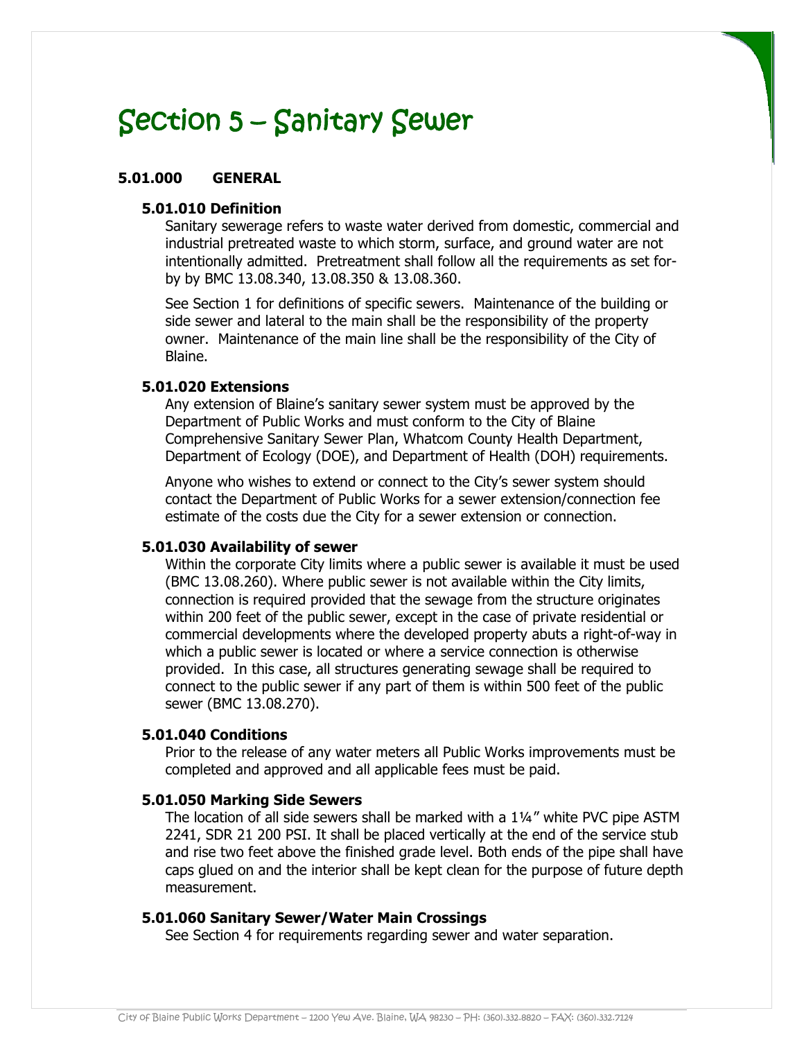# Section 5 – Sanitary Sewer

## 5.01.000 GENERAL

### 5.01.010 Definition

Sanitary sewerage refers to waste water derived from domestic, commercial and industrial pretreated waste to which storm, surface, and ground water are not intentionally admitted. Pretreatment shall follow all the requirements as set for-by by BMC 13.08.340, 13.08.350 & 13.08.360.

See Section 1 for definitions of specific sewers. Maintenance of the building or side sewer and lateral to the main shall be the responsibility of the property owner. Maintenance of the main line shall be the responsibility of the City of Blaine.

### 5.01.020 Extensions

Any extension of Blaine's sanitary sewer system must be approved by the Department of Public Works and must conform to the City of Blaine Comprehensive Sanitary Sewer Plan, Whatcom County Health Department, Department of Ecology (DOE), and Department of Health (DOH) requirements.

Anyone who wishes to extend or connect to the City's sewer system should contact the Department of Public Works for a sewer extension/connection fee estimate of the costs due the City for a sewer extension or connection.

### 5.01.030 Availability of sewer

Within the corporate City limits where a public sewer is available it must be used (BMC 13.08.260). Where public sewer is not available within the City limits, connection is required provided that the sewage from the structure originates within 200 feet of the public sewer, except in the case of private residential or commercial developments where the developed property abuts a right-of-way in which a public sewer is located or where a service connection is otherwise provided. In this case, all structures generating sewage shall be required to connect to the public sewer if any part of them is within 500 feet of the public sewer (BMC 13.08.270).

### 5.01.040 Conditions

Prior to the release of any water meters all Public Works improvements must be completed and approved and all applicable fees must be paid.

### 5.01.050 Marking Side Sewers

The location of all side sewers shall be marked with a 1¼" white PVC pipe ASTM 2241, SDR 21 200 PSI. It shall be placed vertically at the end of the service stub and rise two feet above the finished grade level. Both ends of the pipe shall have caps glued on and the interior shall be kept clean for the purpose of future depth measurement.

### 5.01.060 Sanitary Sewer/Water Main Crossings

See Section 4 for requirements regarding sewer and water separation.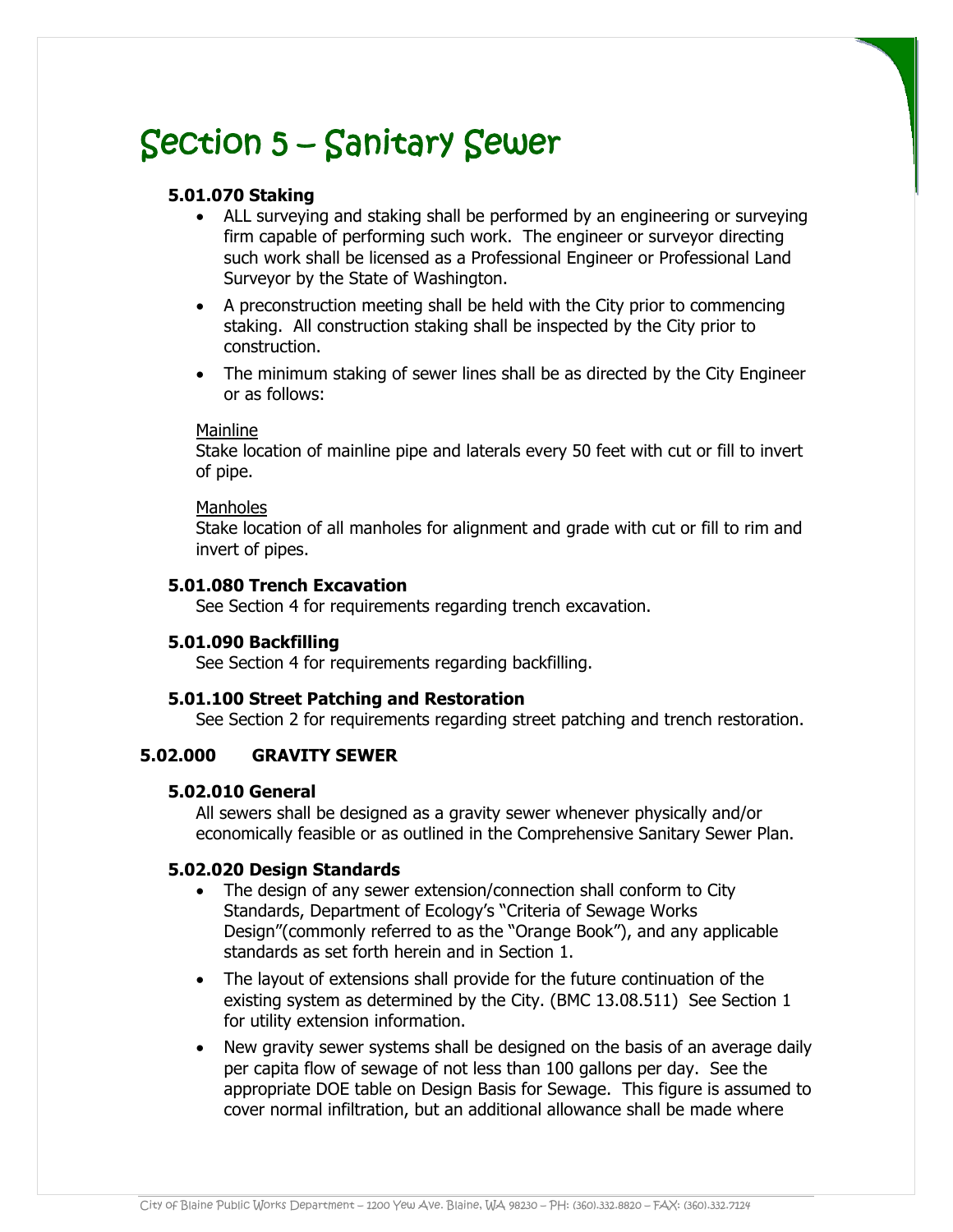# Section 5 – Sanitary Sewer

### 5.01.070 Staking

- ALL surveying and staking shall be performed by an engineering or surveying firm capable of performing such work. The engineer or surveyor directing such work shall be licensed as a Professional Engineer or Professional Land Surveyor by the State of Washington.
- A preconstruction meeting shall be held with the City prior to commencing staking. All construction staking shall be inspected by the City prior to construction.
- The minimum staking of sewer lines shall be as directed by the City Engineer or as follows:

Mainline
Stake location of mainline pipe and laterals every 50 feet with cut or fill to invert of pipe.

Manholes
Stake location of all manholes for alignment and grade with cut or fill to rim and invert of pipes.

### 5.01.080 Trench Excavation

See Section 4 for requirements regarding trench excavation.

### 5.01.090 Backfilling

See Section 4 for requirements regarding backfilling.

### 5.01.100 Street Patching and Restoration

See Section 2 for requirements regarding street patching and trench restoration.

## 5.02.000 GRAVITY SEWER

### 5.02.010 General

All sewers shall be designed as a gravity sewer whenever physically and/or economically feasible or as outlined in the Comprehensive Sanitary Sewer Plan.

### 5.02.020 Design Standards

- The design of any sewer extension/connection shall conform to City Standards, Department of Ecology's "Criteria of Sewage Works Design"(commonly referred to as the "Orange Book"), and any applicable standards as set forth herein and in Section 1.
- The layout of extensions shall provide for the future continuation of the existing system as determined by the City. (BMC 13.08.511) See Section 1 for utility extension information.
- New gravity sewer systems shall be designed on the basis of an average daily per capita flow of sewage of not less than 100 gallons per day. See the appropriate DOE table on Design Basis for Sewage. This figure is assumed to cover normal infiltration, but an additional allowance shall be made where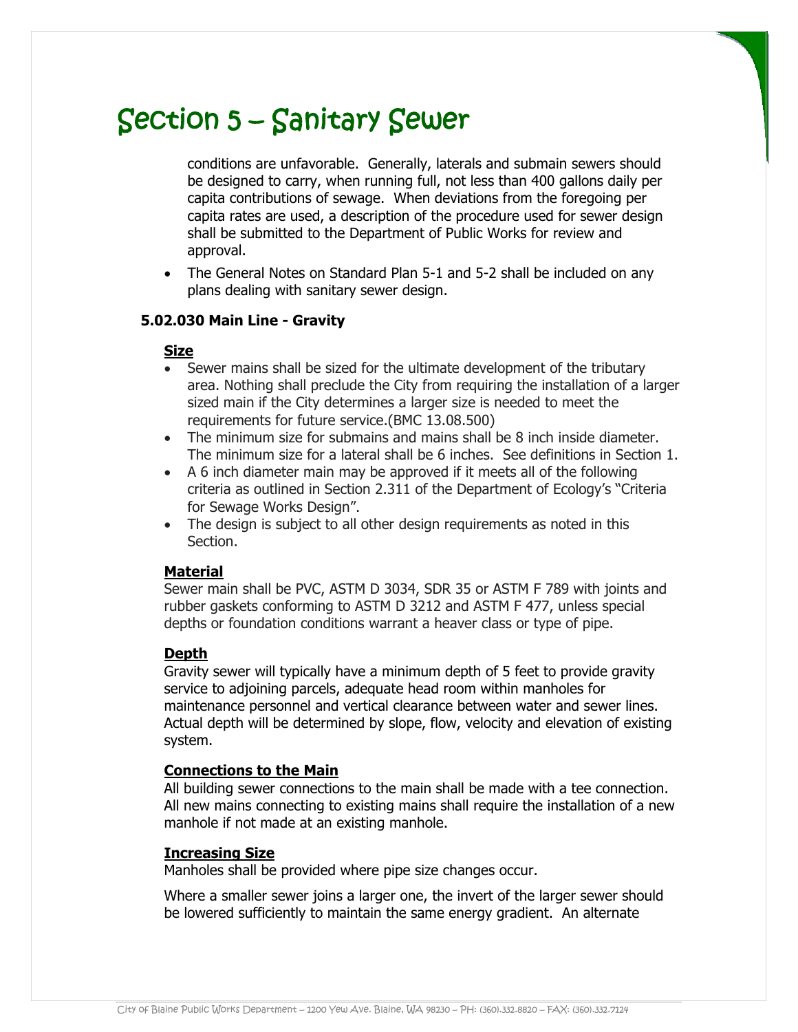# Section 5 – Sanitary Sewer

conditions are unfavorable. Generally, laterals and submain sewers should be designed to carry, when running full, not less than 400 gallons daily per capita contributions of sewage. When deviations from the foregoing per capita rates are used, a description of the procedure used for sewer design shall be submitted to the Department of Public Works for review and approval.

- The General Notes on Standard Plan 5-1 and 5-2 shall be included on any plans dealing with sanitary sewer design.

### 5.02.030 Main Line - Gravity

**Size**

- Sewer mains shall be sized for the ultimate development of the tributary area. Nothing shall preclude the City from requiring the installation of a larger sized main if the City determines a larger size is needed to meet the requirements for future service.(BMC 13.08.500)
- The minimum size for submains and mains shall be 8 inch inside diameter. The minimum size for a lateral shall be 6 inches. See definitions in Section 1.
- A 6 inch diameter main may be approved if it meets all of the following criteria as outlined in Section 2.311 of the Department of Ecology's "Criteria for Sewage Works Design".
- The design is subject to all other design requirements as noted in this Section.

**Material**

Sewer main shall be PVC, ASTM D 3034, SDR 35 or ASTM F 789 with joints and rubber gaskets conforming to ASTM D 3212 and ASTM F 477, unless special depths or foundation conditions warrant a heaver class or type of pipe.

**Depth**

Gravity sewer will typically have a minimum depth of 5 feet to provide gravity service to adjoining parcels, adequate head room within manholes for maintenance personnel and vertical clearance between water and sewer lines. Actual depth will be determined by slope, flow, velocity and elevation of existing system.

**Connections to the Main**

All building sewer connections to the main shall be made with a tee connection. All new mains connecting to existing mains shall require the installation of a new manhole if not made at an existing manhole.

**Increasing Size**

Manholes shall be provided where pipe size changes occur.

Where a smaller sewer joins a larger one, the invert of the larger sewer should be lowered sufficiently to maintain the same energy gradient. An alternate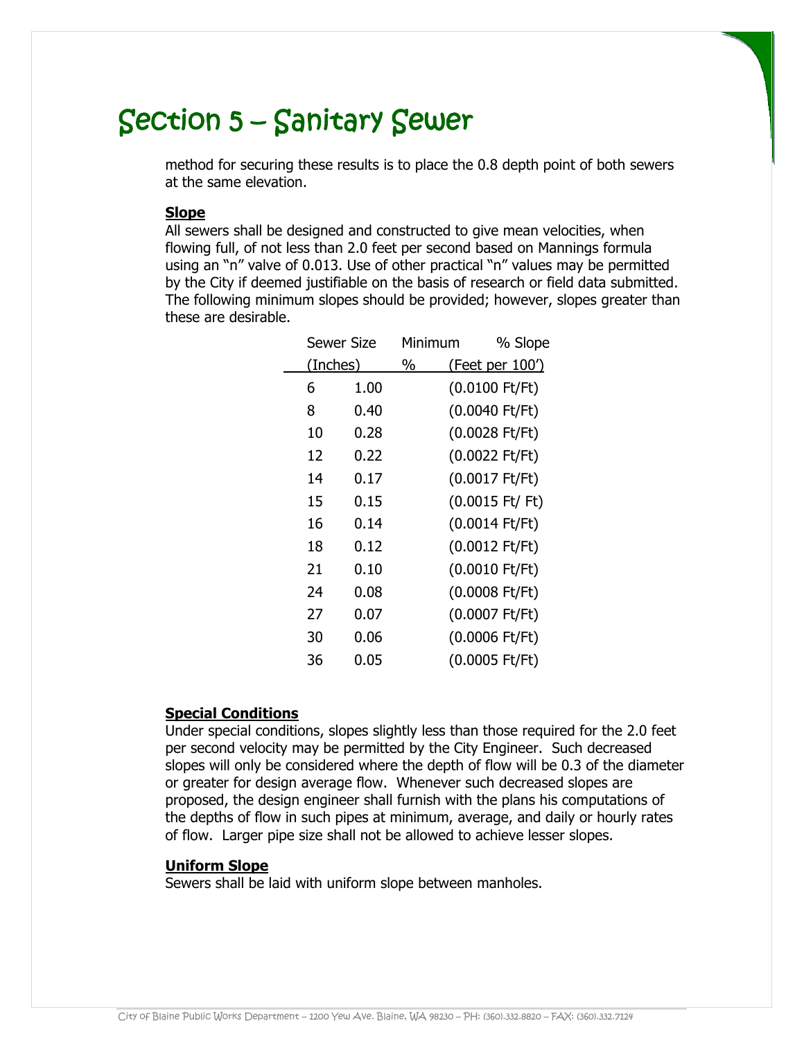# Section 5 – Sanitary Sewer

method for securing these results is to place the 0.8 depth point of both sewers at the same elevation.

**Slope**

All sewers shall be designed and constructed to give mean velocities, when flowing full, of not less than 2.0 feet per second based on Mannings formula using an "n" valve of 0.013. Use of other practical "n" values may be permitted by the City if deemed justifiable on the basis of research or field data submitted. The following minimum slopes should be provided; however, slopes greater than these are desirable.

| Sewer Size (Inches) | Minimum % | % Slope (Feet per 100') |
|---|---|---|
| 6 | 1.00 | (0.0100 Ft/Ft) |
| 8 | 0.40 | (0.0040 Ft/Ft) |
| 10 | 0.28 | (0.0028 Ft/Ft) |
| 12 | 0.22 | (0.0022 Ft/Ft) |
| 14 | 0.17 | (0.0017 Ft/Ft) |
| 15 | 0.15 | (0.0015 Ft/ Ft) |
| 16 | 0.14 | (0.0014 Ft/Ft) |
| 18 | 0.12 | (0.0012 Ft/Ft) |
| 21 | 0.10 | (0.0010 Ft/Ft) |
| 24 | 0.08 | (0.0008 Ft/Ft) |
| 27 | 0.07 | (0.0007 Ft/Ft) |
| 30 | 0.06 | (0.0006 Ft/Ft) |
| 36 | 0.05 | (0.0005 Ft/Ft) |

**Special Conditions**

Under special conditions, slopes slightly less than those required for the 2.0 feet per second velocity may be permitted by the City Engineer. Such decreased slopes will only be considered where the depth of flow will be 0.3 of the diameter or greater for design average flow. Whenever such decreased slopes are proposed, the design engineer shall furnish with the plans his computations of the depths of flow in such pipes at minimum, average, and daily or hourly rates of flow. Larger pipe size shall not be allowed to achieve lesser slopes.

**Uniform Slope**

Sewers shall be laid with uniform slope between manholes.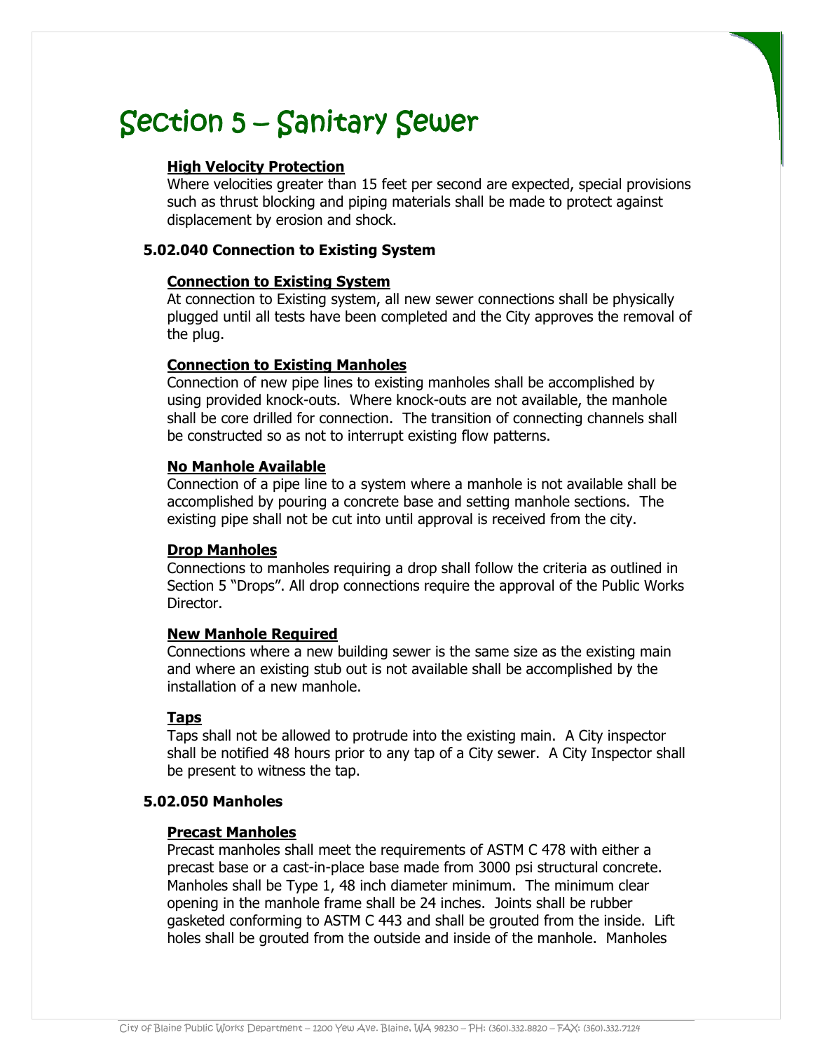# Section 5 – Sanitary Sewer

**High Velocity Protection**

Where velocities greater than 15 feet per second are expected, special provisions such as thrust blocking and piping materials shall be made to protect against displacement by erosion and shock.

### 5.02.040 Connection to Existing System

**Connection to Existing System**

At connection to Existing system, all new sewer connections shall be physically plugged until all tests have been completed and the City approves the removal of the plug.

**Connection to Existing Manholes**

Connection of new pipe lines to existing manholes shall be accomplished by using provided knock-outs. Where knock-outs are not available, the manhole shall be core drilled for connection. The transition of connecting channels shall be constructed so as not to interrupt existing flow patterns.

**No Manhole Available**

Connection of a pipe line to a system where a manhole is not available shall be accomplished by pouring a concrete base and setting manhole sections. The existing pipe shall not be cut into until approval is received from the city.

**Drop Manholes**

Connections to manholes requiring a drop shall follow the criteria as outlined in Section 5 "Drops". All drop connections require the approval of the Public Works Director.

**New Manhole Required**

Connections where a new building sewer is the same size as the existing main and where an existing stub out is not available shall be accomplished by the installation of a new manhole.

**Taps**

Taps shall not be allowed to protrude into the existing main. A City inspector shall be notified 48 hours prior to any tap of a City sewer. A City Inspector shall be present to witness the tap.

### 5.02.050 Manholes

**Precast Manholes**

Precast manholes shall meet the requirements of ASTM C 478 with either a precast base or a cast-in-place base made from 3000 psi structural concrete. Manholes shall be Type 1, 48 inch diameter minimum. The minimum clear opening in the manhole frame shall be 24 inches. Joints shall be rubber gasketed conforming to ASTM C 443 and shall be grouted from the inside. Lift holes shall be grouted from the outside and inside of the manhole. Manholes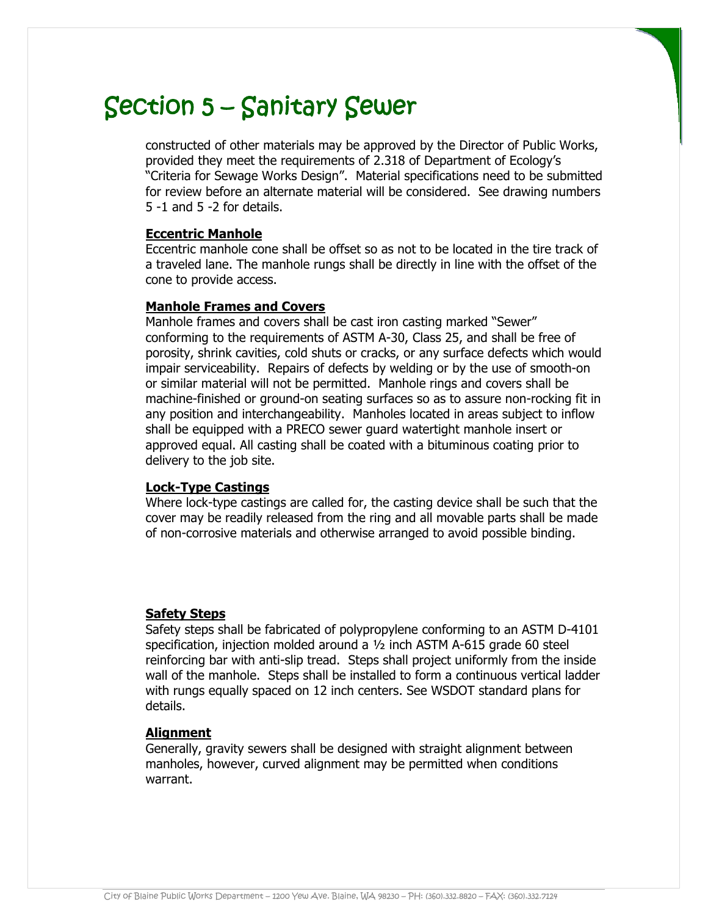# Section 5 – Sanitary Sewer

constructed of other materials may be approved by the Director of Public Works, provided they meet the requirements of 2.318 of Department of Ecology's "Criteria for Sewage Works Design". Material specifications need to be submitted for review before an alternate material will be considered. See drawing numbers 5 -1 and 5 -2 for details.

**Eccentric Manhole**

Eccentric manhole cone shall be offset so as not to be located in the tire track of a traveled lane. The manhole rungs shall be directly in line with the offset of the cone to provide access.

**Manhole Frames and Covers**

Manhole frames and covers shall be cast iron casting marked "Sewer" conforming to the requirements of ASTM A-30, Class 25, and shall be free of porosity, shrink cavities, cold shuts or cracks, or any surface defects which would impair serviceability. Repairs of defects by welding or by the use of smooth-on or similar material will not be permitted. Manhole rings and covers shall be machine-finished or ground-on seating surfaces so as to assure non-rocking fit in any position and interchangeability. Manholes located in areas subject to inflow shall be equipped with a PRECO sewer guard watertight manhole insert or approved equal. All casting shall be coated with a bituminous coating prior to delivery to the job site.

**Lock-Type Castings**

Where lock-type castings are called for, the casting device shall be such that the cover may be readily released from the ring and all movable parts shall be made of non-corrosive materials and otherwise arranged to avoid possible binding.

**Safety Steps**

Safety steps shall be fabricated of polypropylene conforming to an ASTM D-4101 specification, injection molded around a ½ inch ASTM A-615 grade 60 steel reinforcing bar with anti-slip tread. Steps shall project uniformly from the inside wall of the manhole. Steps shall be installed to form a continuous vertical ladder with rungs equally spaced on 12 inch centers. See WSDOT standard plans for details.

**Alignment**

Generally, gravity sewers shall be designed with straight alignment between manholes, however, curved alignment may be permitted when conditions warrant.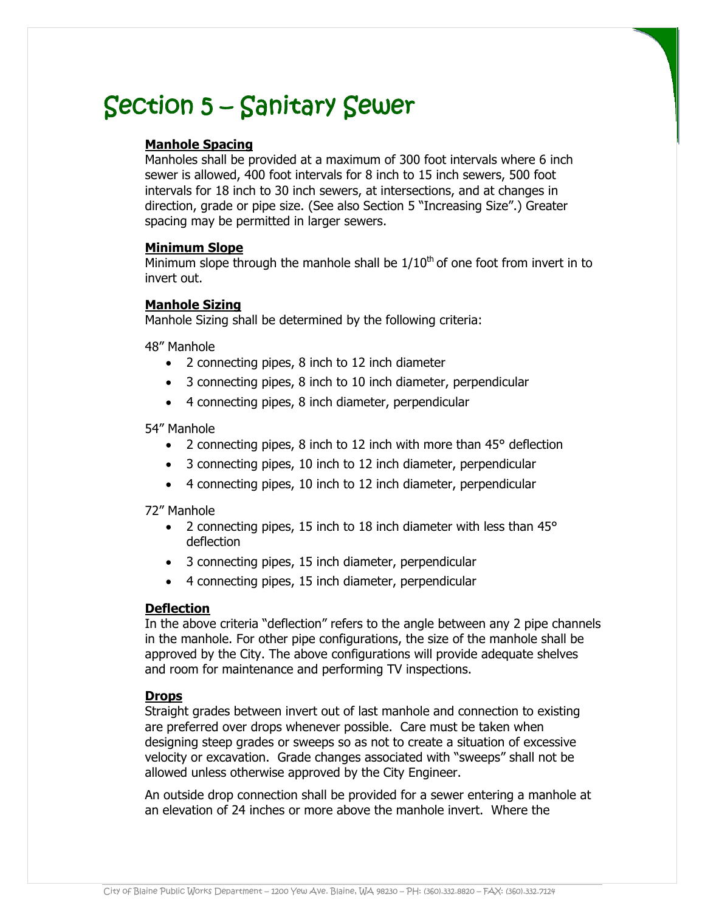# Section 5 – Sanitary Sewer

**Manhole Spacing**

Manholes shall be provided at a maximum of 300 foot intervals where 6 inch sewer is allowed, 400 foot intervals for 8 inch to 15 inch sewers, 500 foot intervals for 18 inch to 30 inch sewers, at intersections, and at changes in direction, grade or pipe size. (See also Section 5 "Increasing Size".) Greater spacing may be permitted in larger sewers.

**Minimum Slope**

Minimum slope through the manhole shall be $1/10^{th}$ of one foot from invert in to invert out.

**Manhole Sizing**

Manhole Sizing shall be determined by the following criteria:

48" Manhole

- 2 connecting pipes, 8 inch to 12 inch diameter
- 3 connecting pipes, 8 inch to 10 inch diameter, perpendicular
- 4 connecting pipes, 8 inch diameter, perpendicular

54" Manhole

- 2 connecting pipes, 8 inch to 12 inch with more than 45° deflection
- 3 connecting pipes, 10 inch to 12 inch diameter, perpendicular
- 4 connecting pipes, 10 inch to 12 inch diameter, perpendicular

72" Manhole

- 2 connecting pipes, 15 inch to 18 inch diameter with less than 45° deflection
- 3 connecting pipes, 15 inch diameter, perpendicular
- 4 connecting pipes, 15 inch diameter, perpendicular

**Deflection**

In the above criteria "deflection" refers to the angle between any 2 pipe channels in the manhole. For other pipe configurations, the size of the manhole shall be approved by the City. The above configurations will provide adequate shelves and room for maintenance and performing TV inspections.

**Drops**

Straight grades between invert out of last manhole and connection to existing are preferred over drops whenever possible. Care must be taken when designing steep grades or sweeps so as not to create a situation of excessive velocity or excavation. Grade changes associated with "sweeps" shall not be allowed unless otherwise approved by the City Engineer.

An outside drop connection shall be provided for a sewer entering a manhole at an elevation of 24 inches or more above the manhole invert. Where the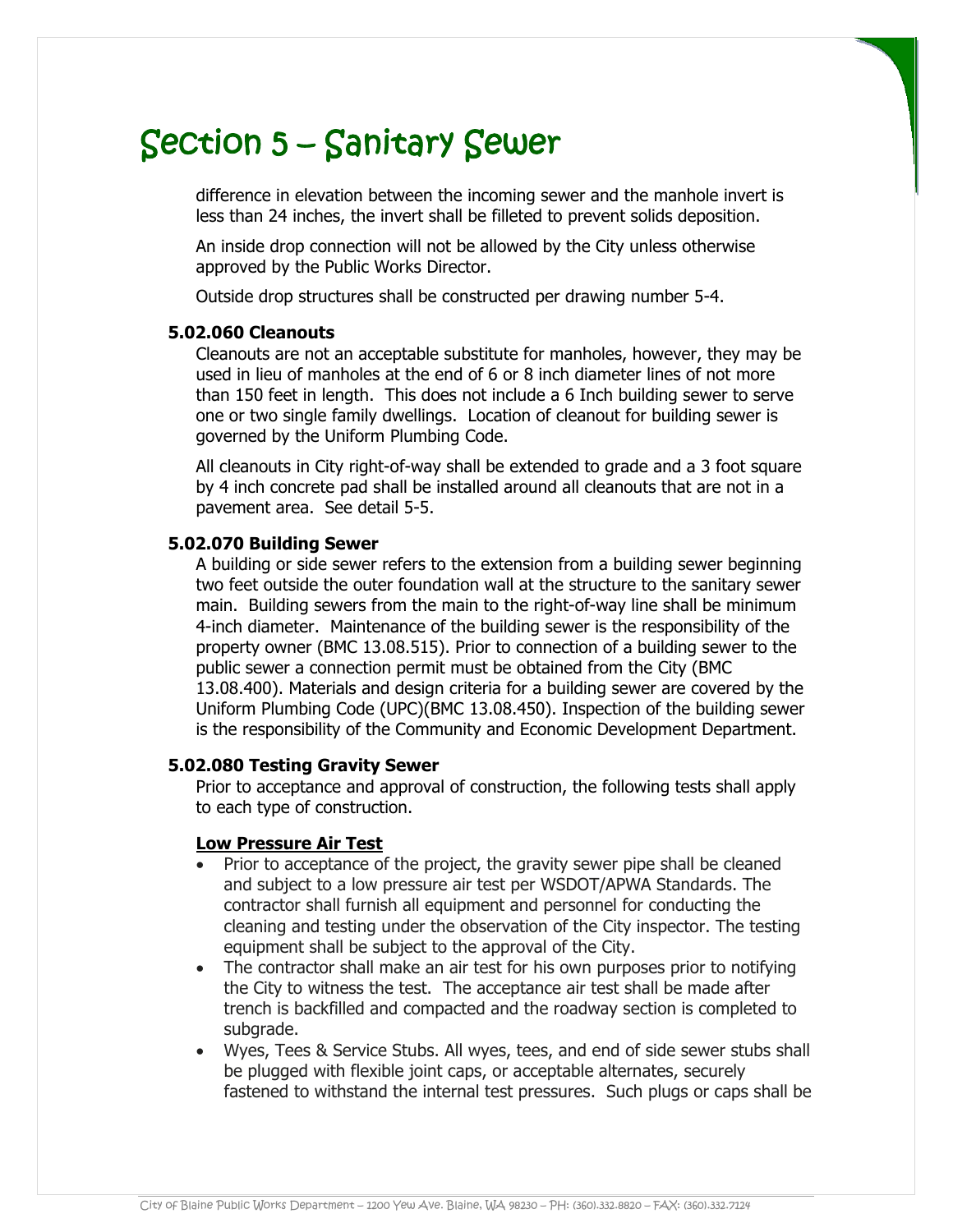difference in elevation between the incoming sewer and the manhole invert is less than 24 inches, the invert shall be filleted to prevent solids deposition.

An inside drop connection will not be allowed by the City unless otherwise approved by the Public Works Director.

Outside drop structures shall be constructed per drawing number 5-4.

### 5.02.060 Cleanouts

Cleanouts are not an acceptable substitute for manholes, however, they may be used in lieu of manholes at the end of 6 or 8 inch diameter lines of not more than 150 feet in length. This does not include a 6 Inch building sewer to serve one or two single family dwellings. Location of cleanout for building sewer is governed by the Uniform Plumbing Code.

All cleanouts in City right-of-way shall be extended to grade and a 3 foot square by 4 inch concrete pad shall be installed around all cleanouts that are not in a pavement area. See detail 5-5.

### 5.02.070 Building Sewer

A building or side sewer refers to the extension from a building sewer beginning two feet outside the outer foundation wall at the structure to the sanitary sewer main. Building sewers from the main to the right-of-way line shall be minimum 4-inch diameter. Maintenance of the building sewer is the responsibility of the property owner (BMC 13.08.515). Prior to connection of a building sewer to the public sewer a connection permit must be obtained from the City (BMC 13.08.400). Materials and design criteria for a building sewer are covered by the Uniform Plumbing Code (UPC)(BMC 13.08.450). Inspection of the building sewer is the responsibility of the Community and Economic Development Department.

### 5.02.080 Testing Gravity Sewer

Prior to acceptance and approval of construction, the following tests shall apply to each type of construction.

**Low Pressure Air Test**

- Prior to acceptance of the project, the gravity sewer pipe shall be cleaned and subject to a low pressure air test per WSDOT/APWA Standards. The contractor shall furnish all equipment and personnel for conducting the cleaning and testing under the observation of the City inspector. The testing equipment shall be subject to the approval of the City.
- The contractor shall make an air test for his own purposes prior to notifying the City to witness the test. The acceptance air test shall be made after trench is backfilled and compacted and the roadway section is completed to subgrade.
- Wyes, Tees & Service Stubs. All wyes, tees, and end of side sewer stubs shall be plugged with flexible joint caps, or acceptable alternates, securely fastened to withstand the internal test pressures. Such plugs or caps shall be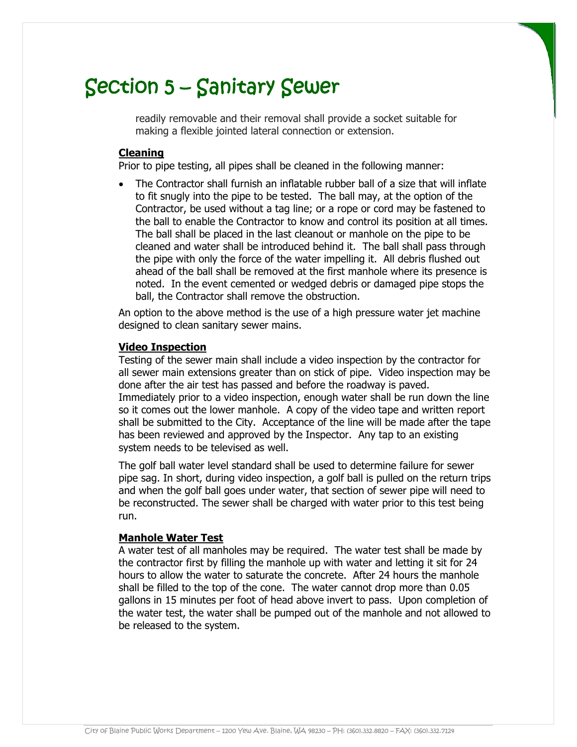# Section 5 – Sanitary Sewer

readily removable and their removal shall provide a socket suitable for making a flexible jointed lateral connection or extension.

**Cleaning**

Prior to pipe testing, all pipes shall be cleaned in the following manner:

- The Contractor shall furnish an inflatable rubber ball of a size that will inflate to fit snugly into the pipe to be tested. The ball may, at the option of the Contractor, be used without a tag line; or a rope or cord may be fastened to the ball to enable the Contractor to know and control its position at all times. The ball shall be placed in the last cleanout or manhole on the pipe to be cleaned and water shall be introduced behind it. The ball shall pass through the pipe with only the force of the water impelling it. All debris flushed out ahead of the ball shall be removed at the first manhole where its presence is noted. In the event cemented or wedged debris or damaged pipe stops the ball, the Contractor shall remove the obstruction.

An option to the above method is the use of a high pressure water jet machine designed to clean sanitary sewer mains.

**Video Inspection**

Testing of the sewer main shall include a video inspection by the contractor for all sewer main extensions greater than on stick of pipe. Video inspection may be done after the air test has passed and before the roadway is paved. Immediately prior to a video inspection, enough water shall be run down the line so it comes out the lower manhole. A copy of the video tape and written report shall be submitted to the City. Acceptance of the line will be made after the tape has been reviewed and approved by the Inspector. Any tap to an existing system needs to be televised as well.

The golf ball water level standard shall be used to determine failure for sewer pipe sag. In short, during video inspection, a golf ball is pulled on the return trips and when the golf ball goes under water, that section of sewer pipe will need to be reconstructed. The sewer shall be charged with water prior to this test being run.

**Manhole Water Test**

A water test of all manholes may be required. The water test shall be made by the contractor first by filling the manhole up with water and letting it sit for 24 hours to allow the water to saturate the concrete. After 24 hours the manhole shall be filled to the top of the cone. The water cannot drop more than 0.05 gallons in 15 minutes per foot of head above invert to pass. Upon completion of the water test, the water shall be pumped out of the manhole and not allowed to be released to the system.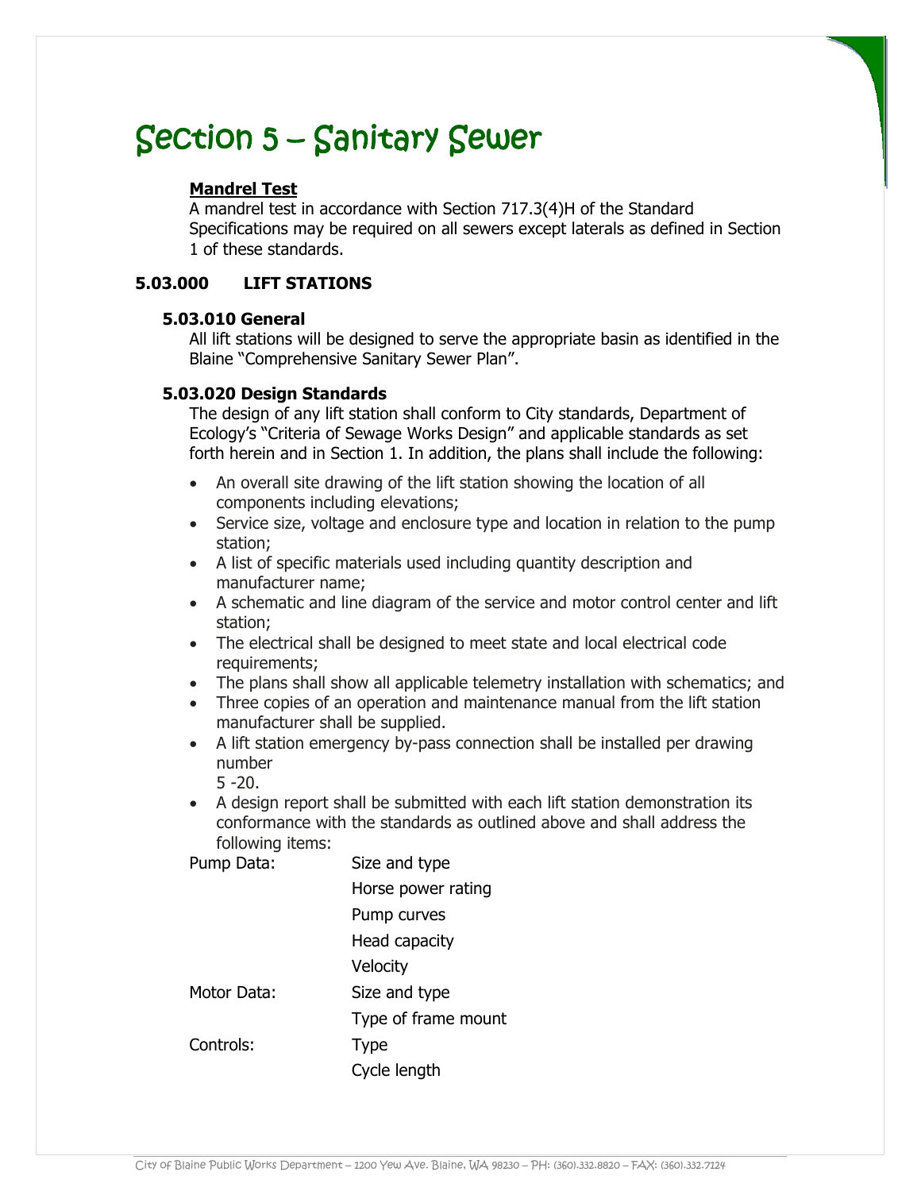# Section 5 – Sanitary Sewer

**<u>Mandrel Test</u>**

A mandrel test in accordance with Section 717.3(4)H of the Standard Specifications may be required on all sewers except laterals as defined in Section 1 of these standards.

## 5.03.000 LIFT STATIONS

### 5.03.010 General

All lift stations will be designed to serve the appropriate basin as identified in the Blaine "Comprehensive Sanitary Sewer Plan".

### 5.03.020 Design Standards

The design of any lift station shall conform to City standards, Department of Ecology's "Criteria of Sewage Works Design" and applicable standards as set forth herein and in Section 1. In addition, the plans shall include the following:

- An overall site drawing of the lift station showing the location of all components including elevations;
- Service size, voltage and enclosure type and location in relation to the pump station;
- A list of specific materials used including quantity description and manufacturer name;
- A schematic and line diagram of the service and motor control center and lift station;
- The electrical shall be designed to meet state and local electrical code requirements;
- The plans shall show all applicable telemetry installation with schematics; and
- Three copies of an operation and maintenance manual from the lift station manufacturer shall be supplied.
- A lift station emergency by-pass connection shall be installed per drawing number 5 -20.
- A design report shall be submitted with each lift station demonstration its conformance with the standards as outlined above and shall address the following items:

| | |
|---|---|
| Pump Data: | Size and type |
| | Horse power rating |
| | Pump curves |
| | Head capacity |
| | Velocity |
| Motor Data: | Size and type |
| | Type of frame mount |
| Controls: | Type |
| | Cycle length |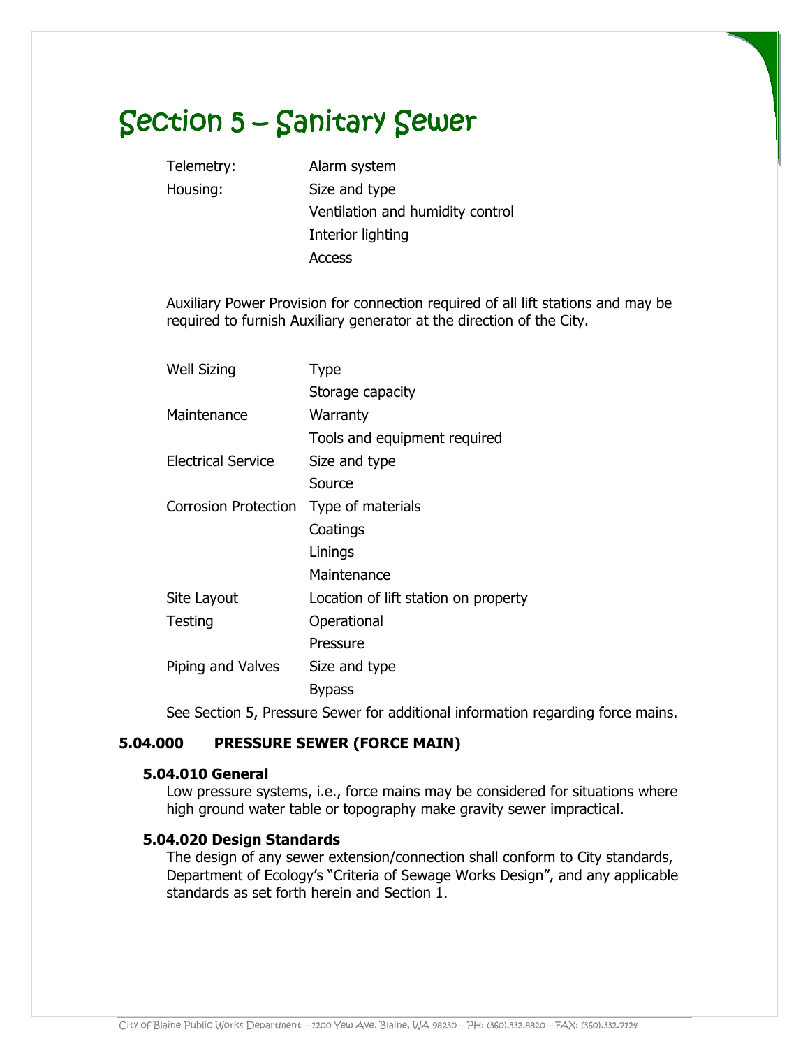# Section 5 – Sanitary Sewer

| | |
|---|---|
| Telemetry: | Alarm system |
| Housing: | Size and type |
| | Ventilation and humidity control |
| | Interior lighting |
| | Access |

Auxiliary Power Provision for connection required of all lift stations and may be required to furnish Auxiliary generator at the direction of the City.

| | |
|---|---|
| Well Sizing | Type |
| | Storage capacity |
| Maintenance | Warranty |
| | Tools and equipment required |
| Electrical Service | Size and type |
| | Source |
| Corrosion Protection | Type of materials |
| | Coatings |
| | Linings |
| | Maintenance |
| Site Layout | Location of lift station on property |
| Testing | Operational |
| | Pressure |
| Piping and Valves | Size and type |
| | Bypass |

See Section 5, Pressure Sewer for additional information regarding force mains.

## 5.04.000 PRESSURE SEWER (FORCE MAIN)

### 5.04.010 General

Low pressure systems, i.e., force mains may be considered for situations where high ground water table or topography make gravity sewer impractical.

### 5.04.020 Design Standards

The design of any sewer extension/connection shall conform to City standards, Department of Ecology's "Criteria of Sewage Works Design", and any applicable standards as set forth herein and Section 1.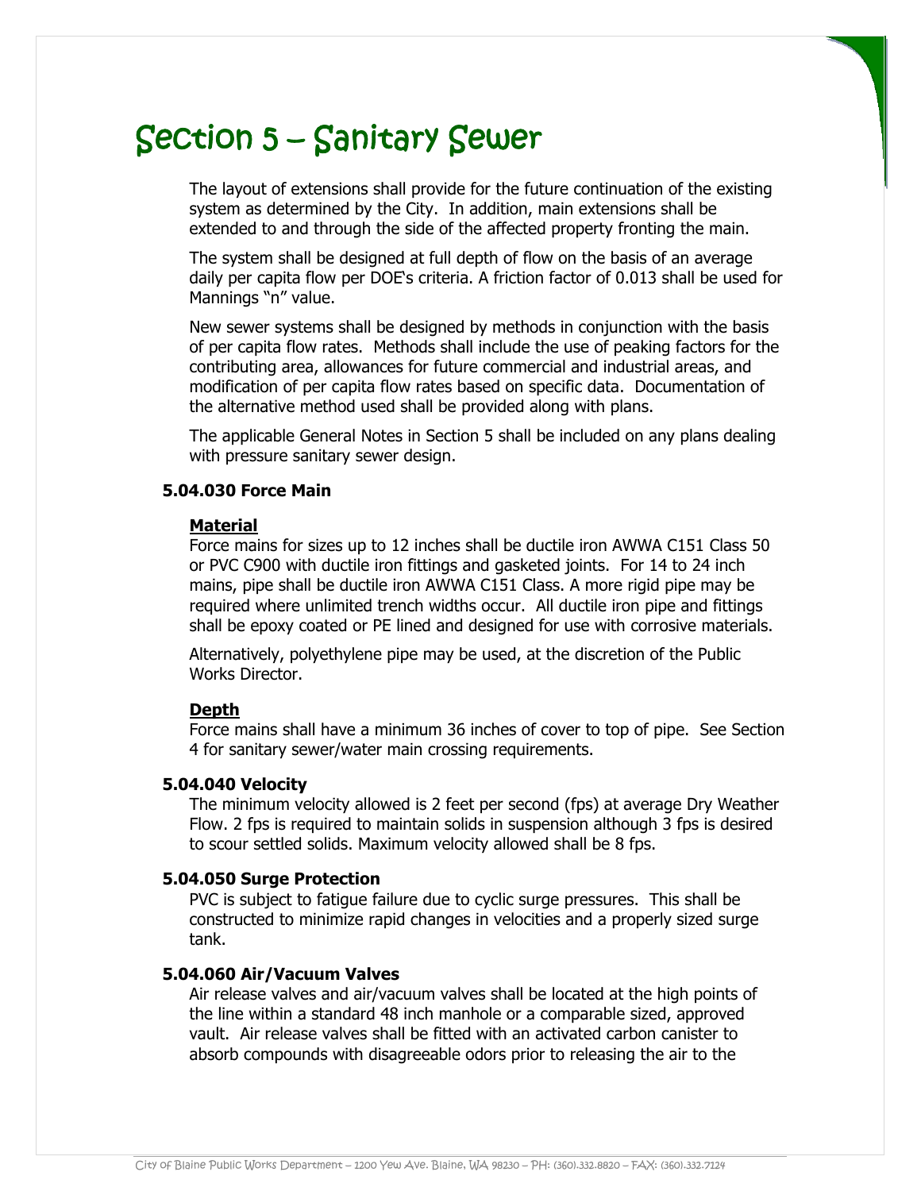# Section 5 – Sanitary Sewer

The layout of extensions shall provide for the future continuation of the existing system as determined by the City. In addition, main extensions shall be extended to and through the side of the affected property fronting the main.

The system shall be designed at full depth of flow on the basis of an average daily per capita flow per DOE's criteria. A friction factor of 0.013 shall be used for Mannings "n" value.

New sewer systems shall be designed by methods in conjunction with the basis of per capita flow rates. Methods shall include the use of peaking factors for the contributing area, allowances for future commercial and industrial areas, and modification of per capita flow rates based on specific data. Documentation of the alternative method used shall be provided along with plans.

The applicable General Notes in Section 5 shall be included on any plans dealing with pressure sanitary sewer design.

### 5.04.030 Force Main

**Material**

Force mains for sizes up to 12 inches shall be ductile iron AWWA C151 Class 50 or PVC C900 with ductile iron fittings and gasketed joints. For 14 to 24 inch mains, pipe shall be ductile iron AWWA C151 Class. A more rigid pipe may be required where unlimited trench widths occur. All ductile iron pipe and fittings shall be epoxy coated or PE lined and designed for use with corrosive materials.

Alternatively, polyethylene pipe may be used, at the discretion of the Public Works Director.

**Depth**

Force mains shall have a minimum 36 inches of cover to top of pipe. See Section 4 for sanitary sewer/water main crossing requirements.

### 5.04.040 Velocity

The minimum velocity allowed is 2 feet per second (fps) at average Dry Weather Flow. 2 fps is required to maintain solids in suspension although 3 fps is desired to scour settled solids. Maximum velocity allowed shall be 8 fps.

### 5.04.050 Surge Protection

PVC is subject to fatigue failure due to cyclic surge pressures. This shall be constructed to minimize rapid changes in velocities and a properly sized surge tank.

### 5.04.060 Air/Vacuum Valves

Air release valves and air/vacuum valves shall be located at the high points of the line within a standard 48 inch manhole or a comparable sized, approved vault. Air release valves shall be fitted with an activated carbon canister to absorb compounds with disagreeable odors prior to releasing the air to the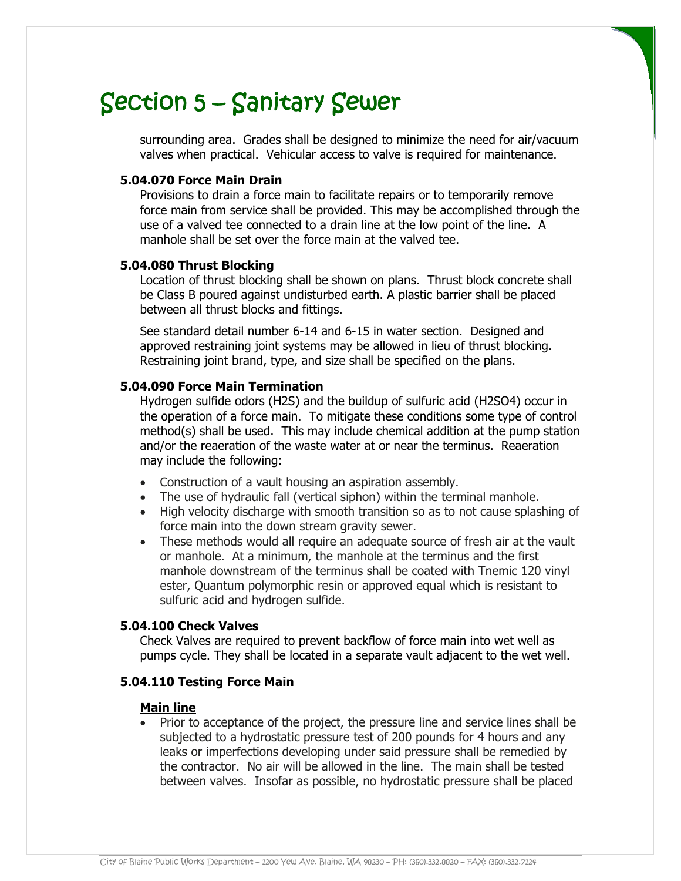# Section 5 – Sanitary Sewer

surrounding area. Grades shall be designed to minimize the need for air/vacuum valves when practical. Vehicular access to valve is required for maintenance.

### 5.04.070 Force Main Drain

Provisions to drain a force main to facilitate repairs or to temporarily remove force main from service shall be provided. This may be accomplished through the use of a valved tee connected to a drain line at the low point of the line. A manhole shall be set over the force main at the valved tee.

### 5.04.080 Thrust Blocking

Location of thrust blocking shall be shown on plans. Thrust block concrete shall be Class B poured against undisturbed earth. A plastic barrier shall be placed between all thrust blocks and fittings.

See standard detail number 6-14 and 6-15 in water section. Designed and approved restraining joint systems may be allowed in lieu of thrust blocking. Restraining joint brand, type, and size shall be specified on the plans.

### 5.04.090 Force Main Termination

Hydrogen sulfide odors ($H_2S$) and the buildup of sulfuric acid ($H_2SO_4$) occur in the operation of a force main. To mitigate these conditions some type of control method(s) shall be used. This may include chemical addition at the pump station and/or the reaeration of the waste water at or near the terminus. Reaeration may include the following:

- Construction of a vault housing an aspiration assembly.
- The use of hydraulic fall (vertical siphon) within the terminal manhole.
- High velocity discharge with smooth transition so as to not cause splashing of force main into the down stream gravity sewer.
- These methods would all require an adequate source of fresh air at the vault or manhole. At a minimum, the manhole at the terminus and the first manhole downstream of the terminus shall be coated with Tnemic 120 vinyl ester, Quantum polymorphic resin or approved equal which is resistant to sulfuric acid and hydrogen sulfide.

### 5.04.100 Check Valves

Check Valves are required to prevent backflow of force main into wet well as pumps cycle. They shall be located in a separate vault adjacent to the wet well.

### 5.04.110 Testing Force Main

**<u>Main line</u>**

- Prior to acceptance of the project, the pressure line and service lines shall be subjected to a hydrostatic pressure test of 200 pounds for 4 hours and any leaks or imperfections developing under said pressure shall be remedied by the contractor. No air will be allowed in the line. The main shall be tested between valves. Insofar as possible, no hydrostatic pressure shall be placed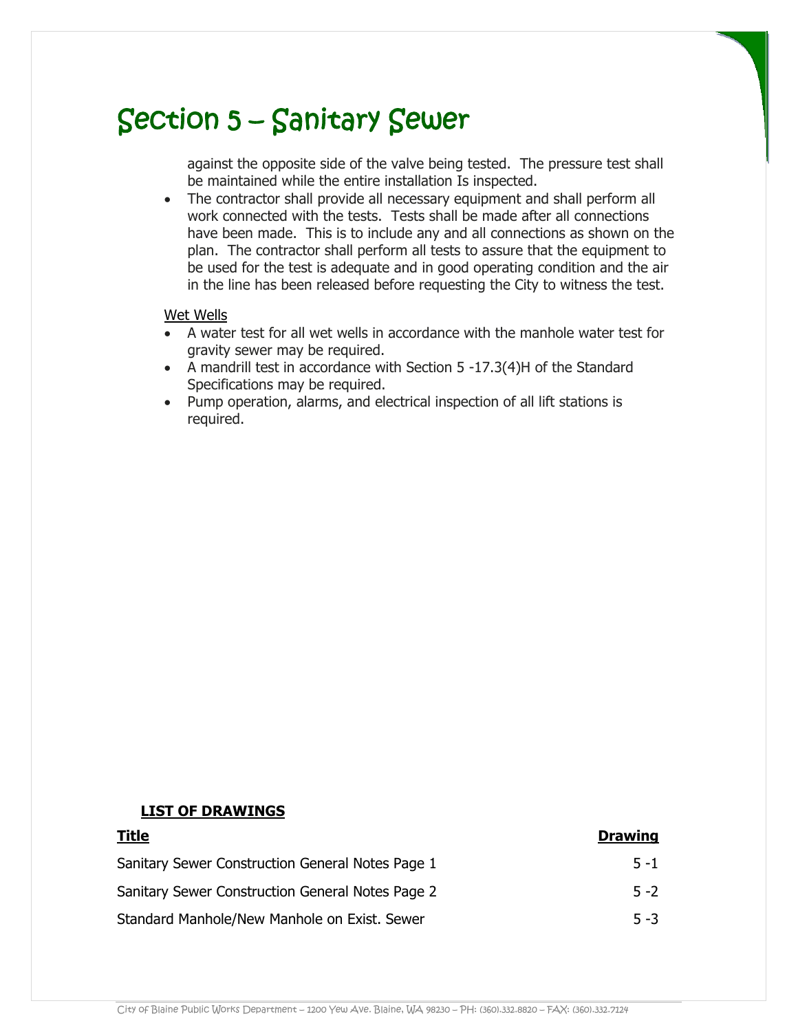# Section 5 – Sanitary Sewer

against the opposite side of the valve being tested. The pressure test shall be maintained while the entire installation Is inspected.

- The contractor shall provide all necessary equipment and shall perform all work connected with the tests. Tests shall be made after all connections have been made. This is to include any and all connections as shown on the plan. The contractor shall perform all tests to assure that the equipment to be used for the test is adequate and in good operating condition and the air in the line has been released before requesting the City to witness the test.

Wet Wells

- A water test for all wet wells in accordance with the manhole water test for gravity sewer may be required.
- A mandrill test in accordance with Section 5 -17.3(4)H of the Standard Specifications may be required.
- Pump operation, alarms, and electrical inspection of all lift stations is required.

**LIST OF DRAWINGS**

| **Title** | **Drawing** |
|---|---|
| Sanitary Sewer Construction General Notes Page 1 | 5 -1 |
| Sanitary Sewer Construction General Notes Page 2 | 5 -2 |
| Standard Manhole/New Manhole on Exist. Sewer | 5 -3 |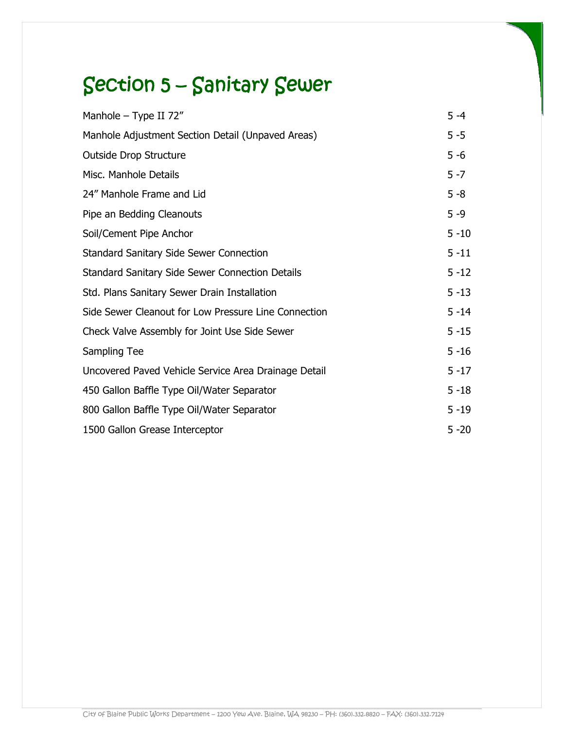# Section 5 – Sanitary Sewer

| | |
|---|---|
| Manhole – Type II 72" | 5 -4 |
| Manhole Adjustment Section Detail (Unpaved Areas) | 5 -5 |
| Outside Drop Structure | 5 -6 |
| Misc. Manhole Details | 5 -7 |
| 24" Manhole Frame and Lid | 5 -8 |
| Pipe an Bedding Cleanouts | 5 -9 |
| Soil/Cement Pipe Anchor | 5 -10 |
| Standard Sanitary Side Sewer Connection | 5 -11 |
| Standard Sanitary Side Sewer Connection Details | 5 -12 |
| Std. Plans Sanitary Sewer Drain Installation | 5 -13 |
| Side Sewer Cleanout for Low Pressure Line Connection | 5 -14 |
| Check Valve Assembly for Joint Use Side Sewer | 5 -15 |
| Sampling Tee | 5 -16 |
| Uncovered Paved Vehicle Service Area Drainage Detail | 5 -17 |
| 450 Gallon Baffle Type Oil/Water Separator | 5 -18 |
| 800 Gallon Baffle Type Oil/Water Separator | 5 -19 |
| 1500 Gallon Grease Interceptor | 5 -20 |